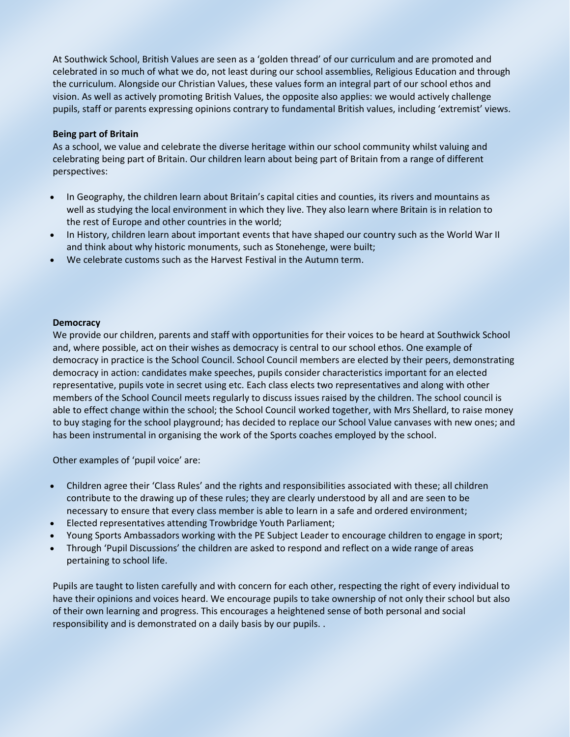At Southwick School, British Values are seen as a 'golden thread' of our curriculum and are promoted and celebrated in so much of what we do, not least during our school assemblies, Religious Education and through the curriculum. Alongside our Christian Values, these values form an integral part of our school ethos and vision. As well as actively promoting British Values, the opposite also applies: we would actively challenge pupils, staff or parents expressing opinions contrary to fundamental British values, including 'extremist' views.

**Being part of Britain**

As a school, we value and celebrate the diverse heritage within our school community whilst valuing and celebrating being part of Britain. Our children learn about being part of Britain from a range of different perspectives:

- In Geography, the children learn about Britain's capital cities and counties, its rivers and mountains as well as studying the local environment in which they live. They also learn where Britain is in relation to the rest of Europe and other countries in the world;
- In History, children learn about important events that have shaped our country such as the World War II and think about why historic monuments, such as Stonehenge, were built;
- We celebrate customs such as the Harvest Festival in the Autumn term.

**Democracy**

We provide our children, parents and staff with opportunities for their voices to be heard at Southwick School and, where possible, act on their wishes as democracy is central to our school ethos. One example of democracy in practice is the School Council. School Council members are elected by their peers, demonstrating democracy in action: candidates make speeches, pupils consider characteristics important for an elected representative, pupils vote in secret using etc. Each class elects two representatives and along with other members of the School Council meets regularly to discuss issues raised by the children. The school council is able to effect change within the school; the School Council worked together, with Mrs Shellard, to raise money to buy staging for the school playground; has decided to replace our School Value canvases with new ones; and has been instrumental in organising the work of the Sports coaches employed by the school.

Other examples of 'pupil voice' are:

- Children agree their 'Class Rules' and the rights and responsibilities associated with these; all children contribute to the drawing up of these rules; they are clearly understood by all and are seen to be necessary to ensure that every class member is able to learn in a safe and ordered environment;
- Elected representatives attending Trowbridge Youth Parliament;
- Young Sports Ambassadors working with the PE Subject Leader to encourage children to engage in sport;
- Through 'Pupil Discussions' the children are asked to respond and reflect on a wide range of areas pertaining to school life.

Pupils are taught to listen carefully and with concern for each other, respecting the right of every individual to have their opinions and voices heard. We encourage pupils to take ownership of not only their school but also of their own learning and progress. This encourages a heightened sense of both personal and social responsibility and is demonstrated on a daily basis by our pupils. .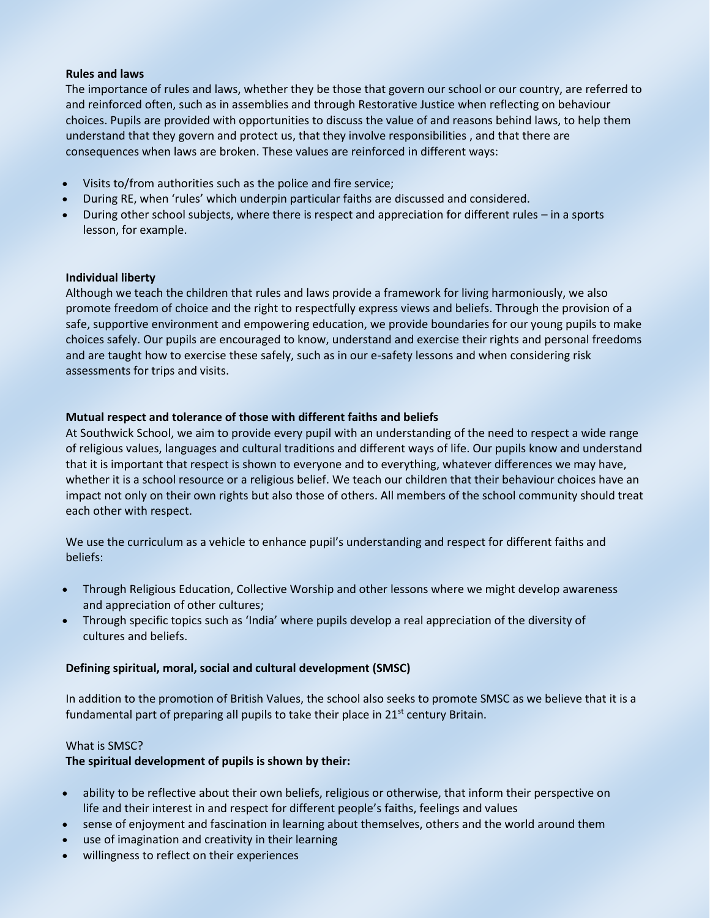**Rules and laws**

The importance of rules and laws, whether they be those that govern our school or our country, are referred to and reinforced often, such as in assemblies and through Restorative Justice when reflecting on behaviour choices. Pupils are provided with opportunities to discuss the value of and reasons behind laws, to help them understand that they govern and protect us, that they involve responsibilities , and that there are consequences when laws are broken. These values are reinforced in different ways:

- Visits to/from authorities such as the police and fire service;
- During RE, when 'rules' which underpin particular faiths are discussed and considered.
- During other school subjects, where there is respect and appreciation for different rules – in a sports lesson, for example.

**Individual liberty**

Although we teach the children that rules and laws provide a framework for living harmoniously, we also promote freedom of choice and the right to respectfully express views and beliefs. Through the provision of a safe, supportive environment and empowering education, we provide boundaries for our young pupils to make choices safely. Our pupils are encouraged to know, understand and exercise their rights and personal freedoms and are taught how to exercise these safely, such as in our e-safety lessons and when considering risk assessments for trips and visits.

**Mutual respect and tolerance of those with different faiths and beliefs**

At Southwick School, we aim to provide every pupil with an understanding of the need to respect a wide range of religious values, languages and cultural traditions and different ways of life. Our pupils know and understand that it is important that respect is shown to everyone and to everything, whatever differences we may have, whether it is a school resource or a religious belief. We teach our children that their behaviour choices have an impact not only on their own rights but also those of others. All members of the school community should treat each other with respect.

We use the curriculum as a vehicle to enhance pupil's understanding and respect for different faiths and beliefs:

- Through Religious Education, Collective Worship and other lessons where we might develop awareness and appreciation of other cultures;
- Through specific topics such as 'India' where pupils develop a real appreciation of the diversity of cultures and beliefs.

**Defining spiritual, moral, social and cultural development (SMSC)**

In addition to the promotion of British Values, the school also seeks to promote SMSC as we believe that it is a fundamental part of preparing all pupils to take their place in 21st century Britain.

What is SMSC?

**The spiritual development of pupils is shown by their:**

- ability to be reflective about their own beliefs, religious or otherwise, that inform their perspective on life and their interest in and respect for different people's faiths, feelings and values
- sense of enjoyment and fascination in learning about themselves, others and the world around them
- use of imagination and creativity in their learning
- willingness to reflect on their experiences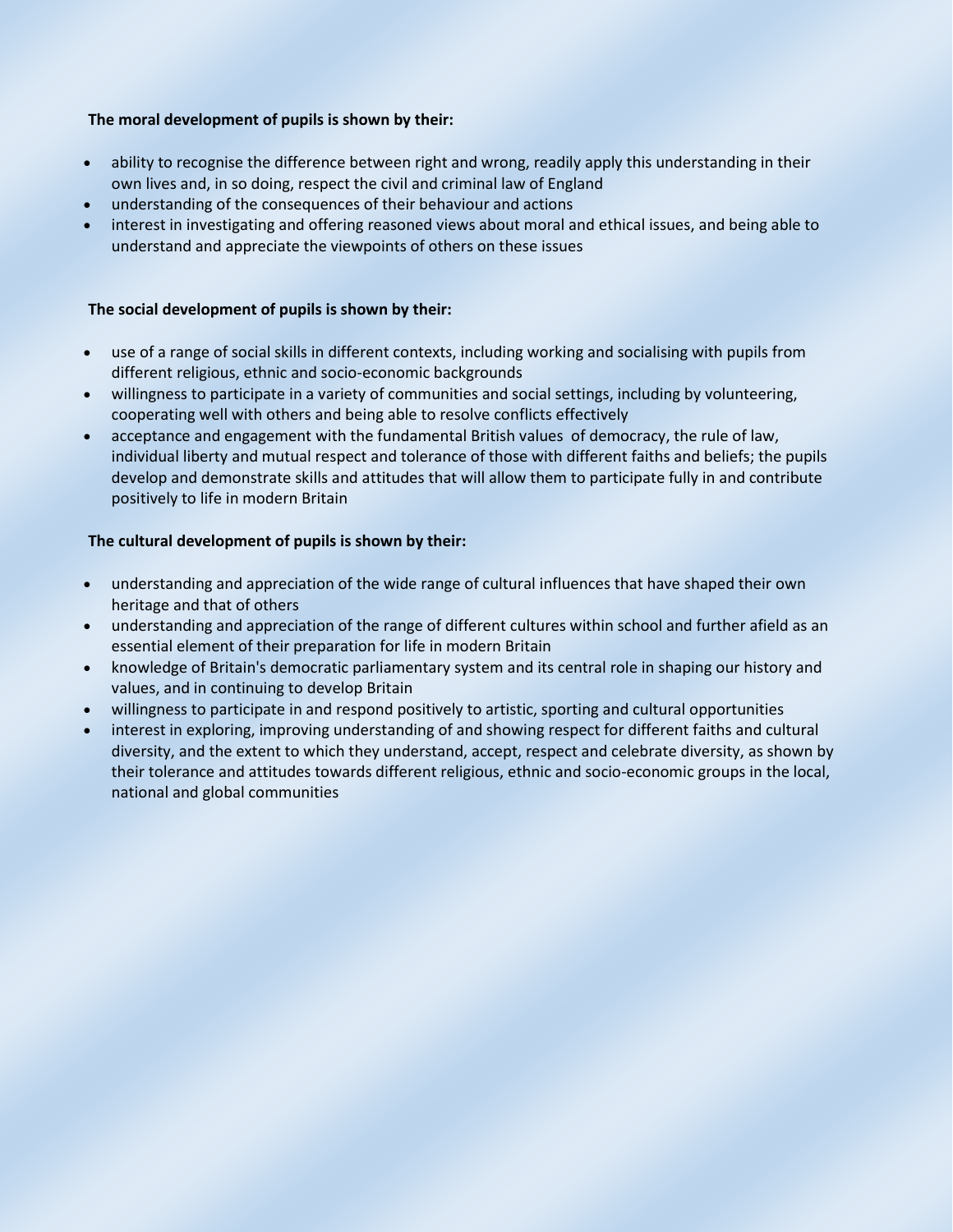**The moral development of pupils is shown by their:**

- ability to recognise the difference between right and wrong, readily apply this understanding in their own lives and, in so doing, respect the civil and criminal law of England
- understanding of the consequences of their behaviour and actions
- interest in investigating and offering reasoned views about moral and ethical issues, and being able to understand and appreciate the viewpoints of others on these issues

**The social development of pupils is shown by their:**

- use of a range of social skills in different contexts, including working and socialising with pupils from different religious, ethnic and socio-economic backgrounds
- willingness to participate in a variety of communities and social settings, including by volunteering, cooperating well with others and being able to resolve conflicts effectively
- acceptance and engagement with the fundamental British values of democracy, the rule of law, individual liberty and mutual respect and tolerance of those with different faiths and beliefs; the pupils develop and demonstrate skills and attitudes that will allow them to participate fully in and contribute positively to life in modern Britain

**The cultural development of pupils is shown by their:**

- understanding and appreciation of the wide range of cultural influences that have shaped their own heritage and that of others
- understanding and appreciation of the range of different cultures within school and further afield as an essential element of their preparation for life in modern Britain
- knowledge of Britain's democratic parliamentary system and its central role in shaping our history and values, and in continuing to develop Britain
- willingness to participate in and respond positively to artistic, sporting and cultural opportunities
- interest in exploring, improving understanding of and showing respect for different faiths and cultural diversity, and the extent to which they understand, accept, respect and celebrate diversity, as shown by their tolerance and attitudes towards different religious, ethnic and socio-economic groups in the local, national and global communities